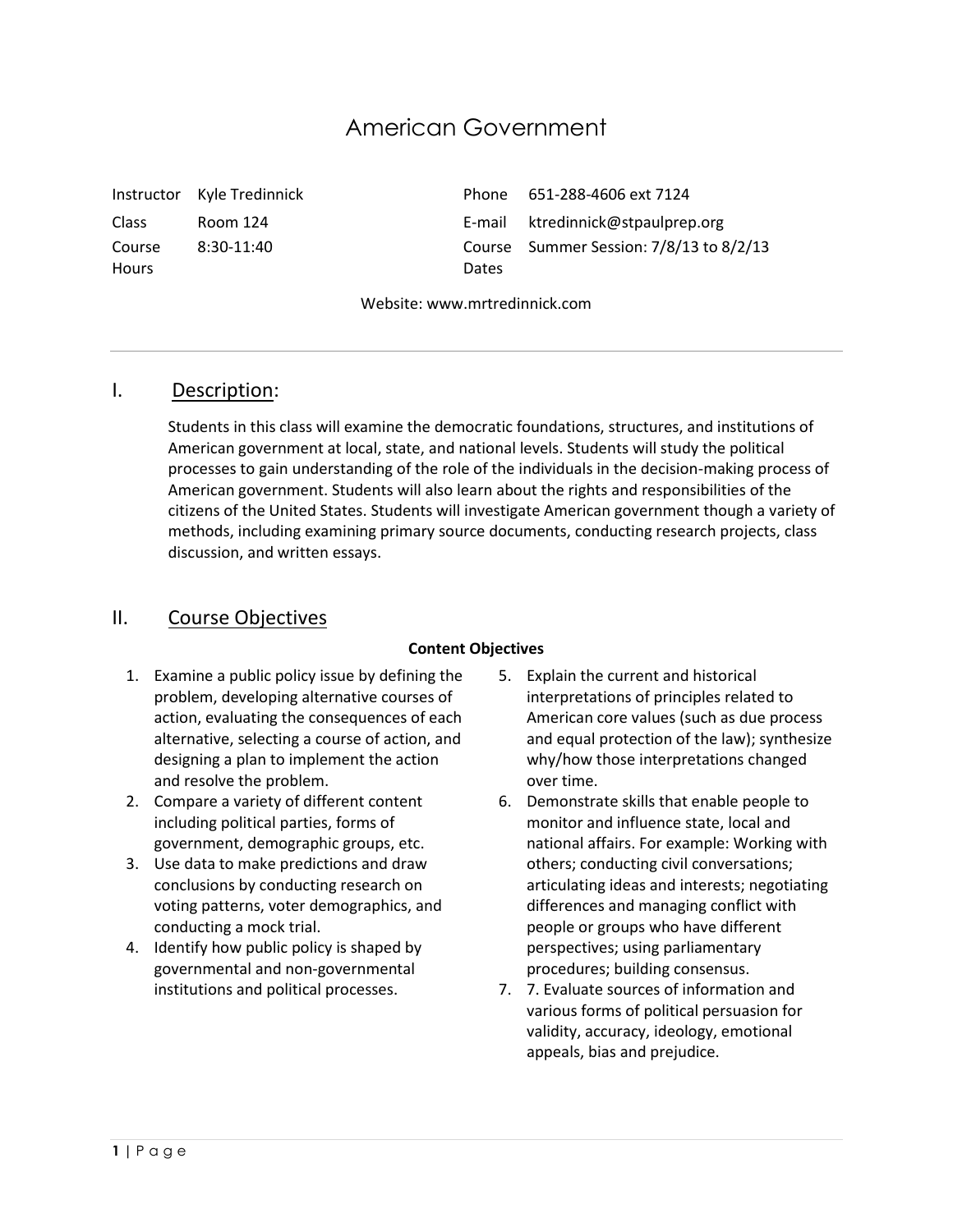# American Government

| | | | |
|---|---|---|---|
| Instructor | Kyle Tredinnick | Phone | 651-288-4606 ext 7124 |
| Class | Room 124 | E-mail | ktredinnick@stpaulprep.org |
| Course Hours | 8:30-11:40 | Course Dates | Summer Session: 7/8/13 to 8/2/13 |

Website: www.mrtredinnick.com

---

## I. Description:

Students in this class will examine the democratic foundations, structures, and institutions of American government at local, state, and national levels. Students will study the political processes to gain understanding of the role of the individuals in the decision-making process of American government. Students will also learn about the rights and responsibilities of the citizens of the United States. Students will investigate American government though a variety of methods, including examining primary source documents, conducting research projects, class discussion, and written essays.

## II. Course Objectives

**Content Objectives**

1. Examine a public policy issue by defining the problem, developing alternative courses of action, evaluating the consequences of each alternative, selecting a course of action, and designing a plan to implement the action and resolve the problem.
2. Compare a variety of different content including political parties, forms of government, demographic groups, etc.
3. Use data to make predictions and draw conclusions by conducting research on voting patterns, voter demographics, and conducting a mock trial.
4. Identify how public policy is shaped by governmental and non-governmental institutions and political processes.
5. Explain the current and historical interpretations of principles related to American core values (such as due process and equal protection of the law); synthesize why/how those interpretations changed over time.
6. Demonstrate skills that enable people to monitor and influence state, local and national affairs. For example: Working with others; conducting civil conversations; articulating ideas and interests; negotiating differences and managing conflict with people or groups who have different perspectives; using parliamentary procedures; building consensus.
7. 7. Evaluate sources of information and various forms of political persuasion for validity, accuracy, ideology, emotional appeals, bias and prejudice.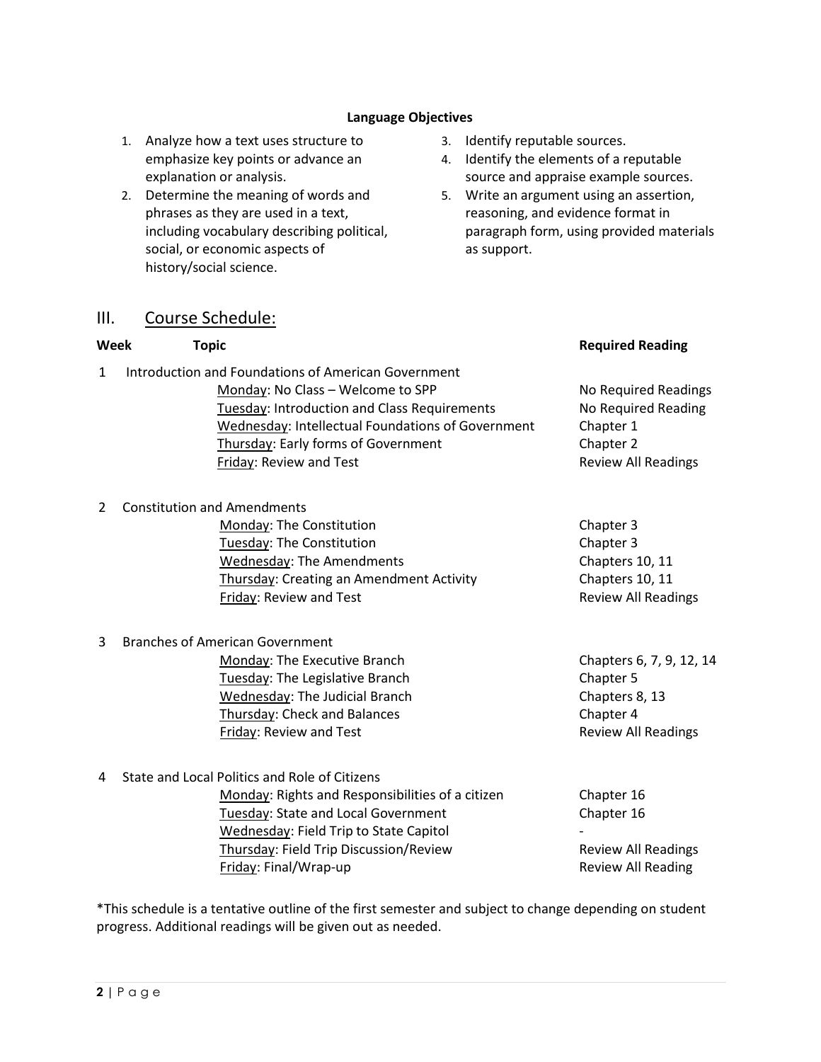**Language Objectives**

1. Analyze how a text uses structure to emphasize key points or advance an explanation or analysis.
2. Determine the meaning of words and phrases as they are used in a text, including vocabulary describing political, social, or economic aspects of history/social science.
3. Identify reputable sources.
4. Identify the elements of a reputable source and appraise example sources.
5. Write an argument using an assertion, reasoning, and evidence format in paragraph form, using provided materials as support.

## III. Course Schedule:

| Week | Topic | Required Reading |
|---|---|---|
| 1 | Introduction and Foundations of American Government | |
| | Monday: No Class – Welcome to SPP | No Required Readings |
| | Tuesday: Introduction and Class Requirements | No Required Reading |
| | Wednesday: Intellectual Foundations of Government | Chapter 1 |
| | Thursday: Early forms of Government | Chapter 2 |
| | Friday: Review and Test | Review All Readings |
| 2 | Constitution and Amendments | |
| | Monday: The Constitution | Chapter 3 |
| | Tuesday: The Constitution | Chapter 3 |
| | Wednesday: The Amendments | Chapters 10, 11 |
| | Thursday: Creating an Amendment Activity | Chapters 10, 11 |
| | Friday: Review and Test | Review All Readings |
| 3 | Branches of American Government | |
| | Monday: The Executive Branch | Chapters 6, 7, 9, 12, 14 |
| | Tuesday: The Legislative Branch | Chapter 5 |
| | Wednesday: The Judicial Branch | Chapters 8, 13 |
| | Thursday: Check and Balances | Chapter 4 |
| | Friday: Review and Test | Review All Readings |
| 4 | State and Local Politics and Role of Citizens | |
| | Monday: Rights and Responsibilities of a citizen | Chapter 16 |
| | Tuesday: State and Local Government | Chapter 16 |
| | Wednesday: Field Trip to State Capitol | - |
| | Thursday: Field Trip Discussion/Review | Review All Readings |
| | Friday: Final/Wrap-up | Review All Reading |

*This schedule is a tentative outline of the first semester and subject to change depending on student progress. Additional readings will be given out as needed.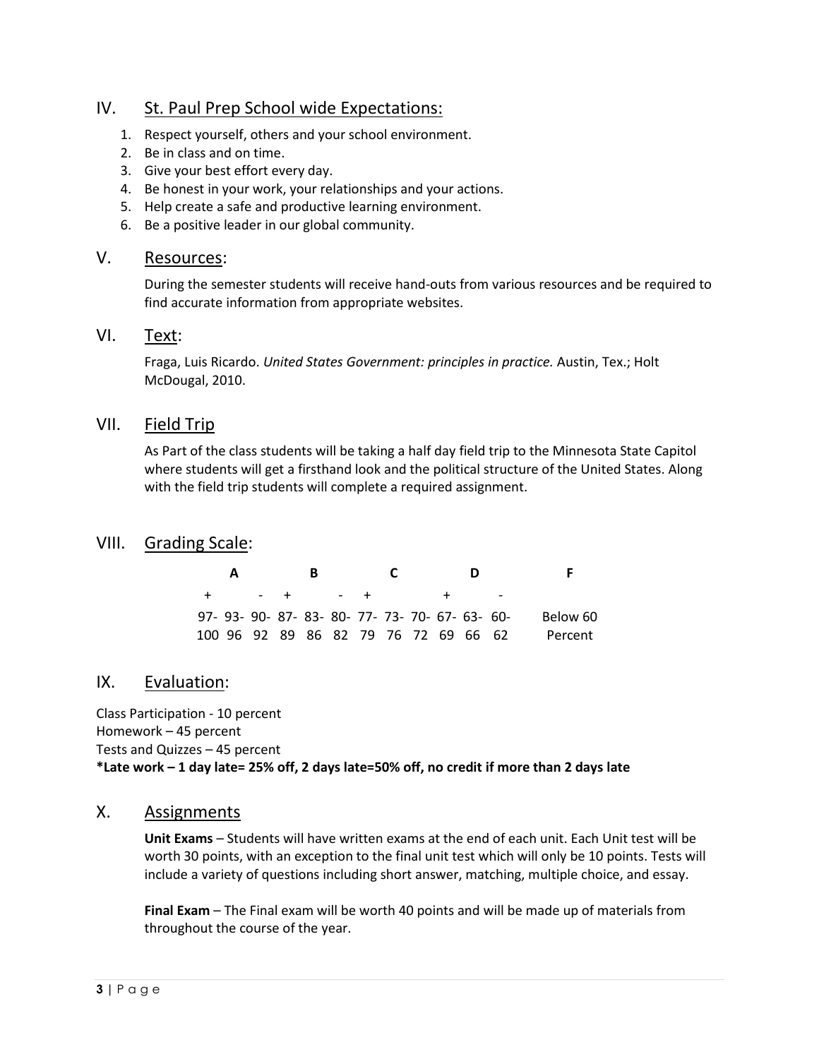## IV. St. Paul Prep School wide Expectations:

1. Respect yourself, others and your school environment.
2. Be in class and on time.
3. Give your best effort every day.
4. Be honest in your work, your relationships and your actions.
5. Help create a safe and productive learning environment.
6. Be a positive leader in our global community.

## V. Resources:

During the semester students will receive hand-outs from various resources and be required to find accurate information from appropriate websites.

## VI. Text:

Fraga, Luis Ricardo. *United States Government: principles in practice.* Austin, Tex.; Holt McDougal, 2010.

## VII. Field Trip

As Part of the class students will be taking a half day field trip to the Minnesota State Capitol where students will get a firsthand look and the political structure of the United States. Along with the field trip students will complete a required assignment.

## VIII. Grading Scale:

| | A | | | B | | | C | | | D | | F |
|---|---|---|---|---|---|---|---|---|---|---|---|---|
| + | | - | + | | - | + | | | + | | - | |
| 97-100 | 93-96 | 90-92 | 87-89 | 83-86 | 80-82 | 77-79 | 73-76 | 70-72 | 67-69 | 63-66 | 60-62 | Below 60 Percent |

## IX. Evaluation:

Class Participation - 10 percent
Homework – 45 percent
Tests and Quizzes – 45 percent
**\*Late work – 1 day late= 25% off, 2 days late=50% off, no credit if more than 2 days late**

## X. Assignments

**Unit Exams** – Students will have written exams at the end of each unit. Each Unit test will be worth 30 points, with an exception to the final unit test which will only be 10 points. Tests will include a variety of questions including short answer, matching, multiple choice, and essay.

**Final Exam** – The Final exam will be worth 40 points and will be made up of materials from throughout the course of the year.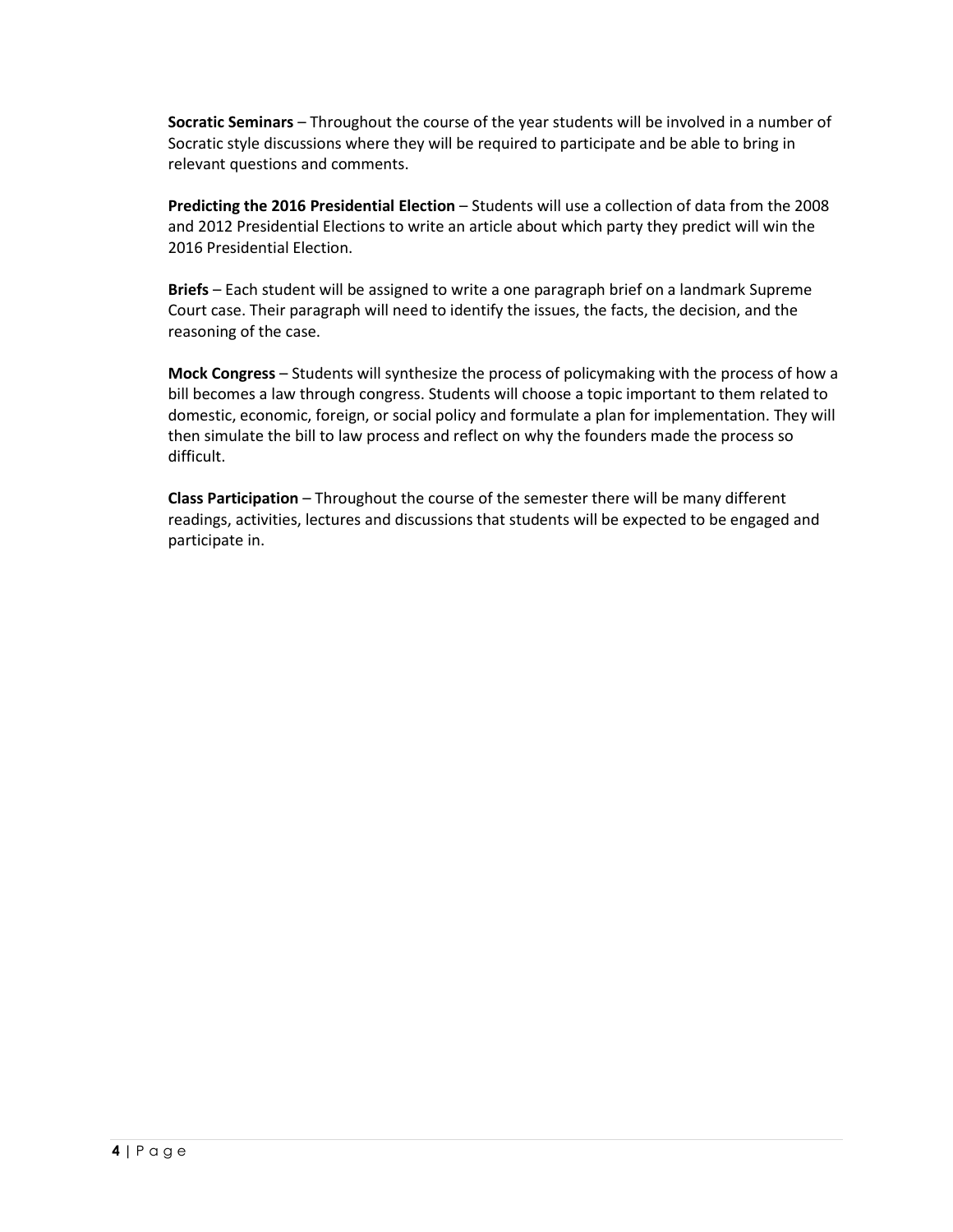**Socratic Seminars** – Throughout the course of the year students will be involved in a number of Socratic style discussions where they will be required to participate and be able to bring in relevant questions and comments.

**Predicting the 2016 Presidential Election** – Students will use a collection of data from the 2008 and 2012 Presidential Elections to write an article about which party they predict will win the 2016 Presidential Election.

**Briefs** – Each student will be assigned to write a one paragraph brief on a landmark Supreme Court case. Their paragraph will need to identify the issues, the facts, the decision, and the reasoning of the case.

**Mock Congress** – Students will synthesize the process of policymaking with the process of how a bill becomes a law through congress. Students will choose a topic important to them related to domestic, economic, foreign, or social policy and formulate a plan for implementation. They will then simulate the bill to law process and reflect on why the founders made the process so difficult.

**Class Participation** – Throughout the course of the semester there will be many different readings, activities, lectures and discussions that students will be expected to be engaged and participate in.